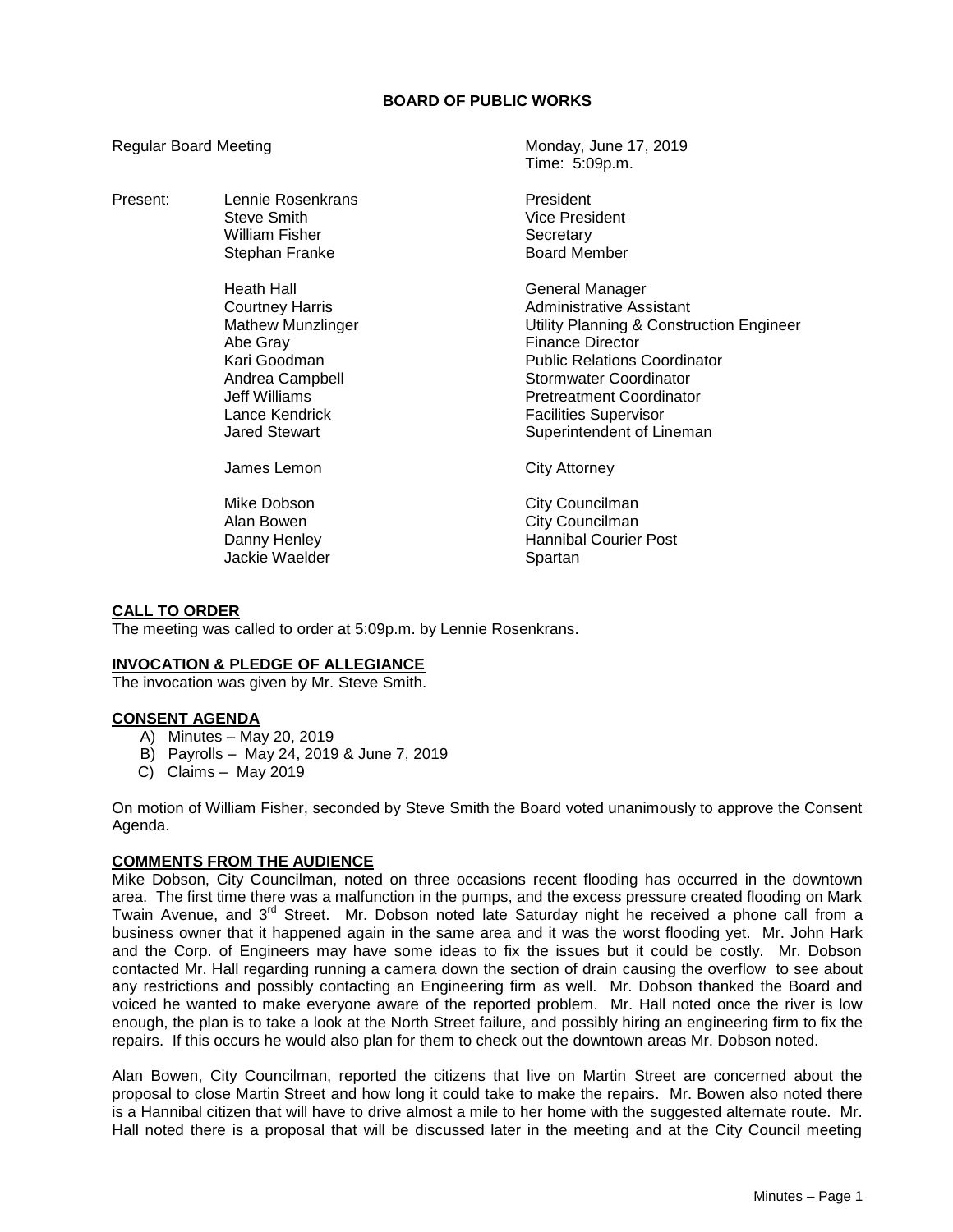# BOARD OF PUBLIC WORKS

Regular Board Meeting — Monday, June 17, 2019
Time: 5:09p.m.

| Present: | | |
|---|---|---|
| | Lennie Rosenkrans | President |
| | Steve Smith | Vice President |
| | William Fisher | Secretary |
| | Stephan Franke | Board Member |
| | | |
| | Heath Hall | General Manager |
| | Courtney Harris | Administrative Assistant |
| | Mathew Munzlinger | Utility Planning & Construction Engineer |
| | Abe Gray | Finance Director |
| | Kari Goodman | Public Relations Coordinator |
| | Andrea Campbell | Stormwater Coordinator |
| | Jeff Williams | Pretreatment Coordinator |
| | Lance Kendrick | Facilities Supervisor |
| | Jared Stewart | Superintendent of Lineman |
| | | |
| | James Lemon | City Attorney |
| | | |
| | Mike Dobson | City Councilman |
| | Alan Bowen | City Councilman |
| | Danny Henley | Hannibal Courier Post |
| | Jackie Waelder | Spartan |

**CALL TO ORDER**

The meeting was called to order at 5:09p.m. by Lennie Rosenkrans.

**INVOCATION & PLEDGE OF ALLEGIANCE**

The invocation was given by Mr. Steve Smith.

**CONSENT AGENDA**

A) Minutes – May 20, 2019
B) Payrolls – May 24, 2019 & June 7, 2019
C) Claims – May 2019

On motion of William Fisher, seconded by Steve Smith the Board voted unanimously to approve the Consent Agenda.

**COMMENTS FROM THE AUDIENCE**

Mike Dobson, City Councilman, noted on three occasions recent flooding has occurred in the downtown area. The first time there was a malfunction in the pumps, and the excess pressure created flooding on Mark Twain Avenue, and 3rd Street. Mr. Dobson noted late Saturday night he received a phone call from a business owner that it happened again in the same area and it was the worst flooding yet. Mr. John Hark and the Corp. of Engineers may have some ideas to fix the issues but it could be costly. Mr. Dobson contacted Mr. Hall regarding running a camera down the section of drain causing the overflow to see about any restrictions and possibly contacting an Engineering firm as well. Mr. Dobson thanked the Board and voiced he wanted to make everyone aware of the reported problem. Mr. Hall noted once the river is low enough, the plan is to take a look at the North Street failure, and possibly hiring an engineering firm to fix the repairs. If this occurs he would also plan for them to check out the downtown areas Mr. Dobson noted.

Alan Bowen, City Councilman, reported the citizens that live on Martin Street are concerned about the proposal to close Martin Street and how long it could take to make the repairs. Mr. Bowen also noted there is a Hannibal citizen that will have to drive almost a mile to her home with the suggested alternate route. Mr. Hall noted there is a proposal that will be discussed later in the meeting and at the City Council meeting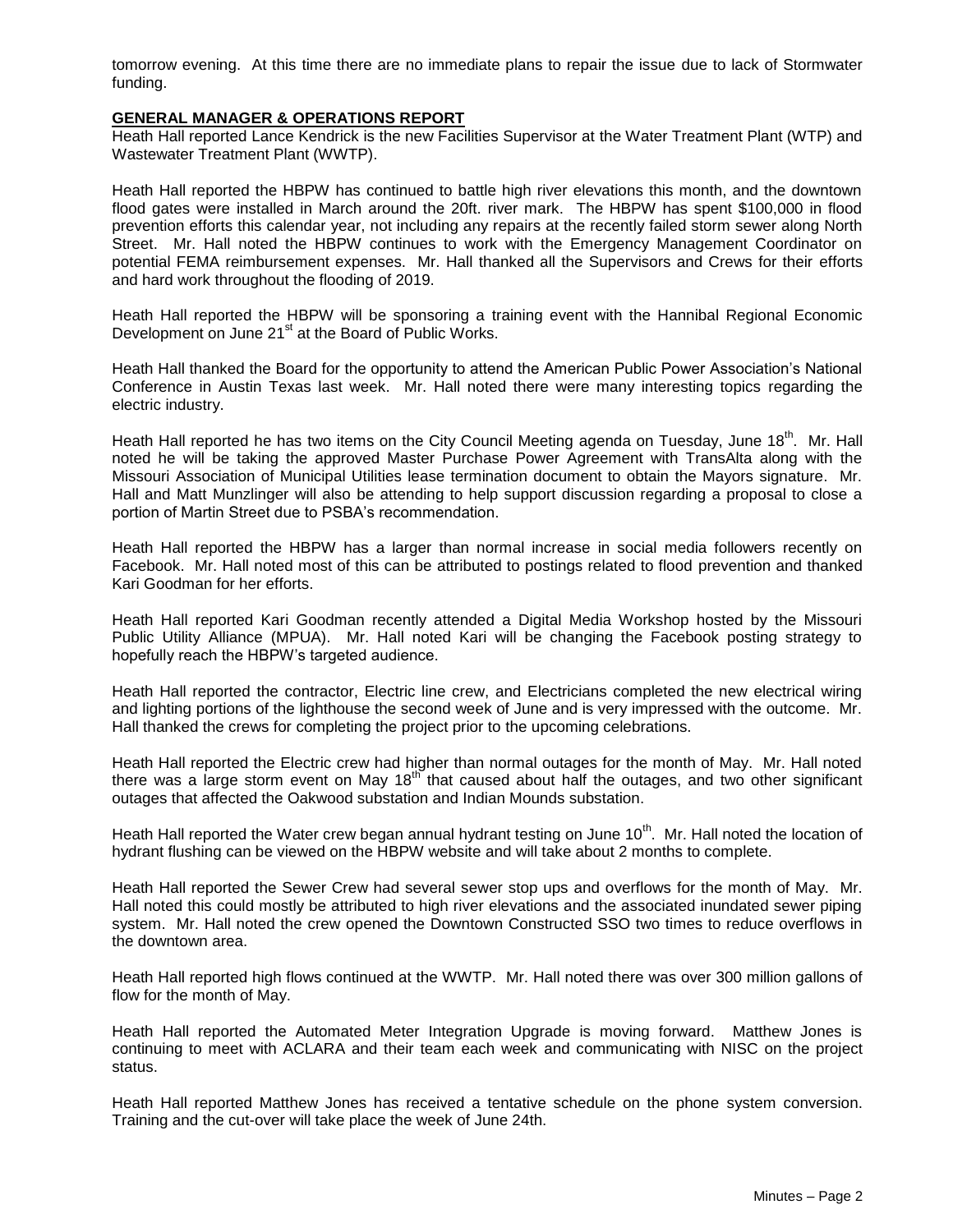tomorrow evening. At this time there are no immediate plans to repair the issue due to lack of Stormwater funding.

## GENERAL MANAGER & OPERATIONS REPORT

Heath Hall reported Lance Kendrick is the new Facilities Supervisor at the Water Treatment Plant (WTP) and Wastewater Treatment Plant (WWTP).

Heath Hall reported the HBPW has continued to battle high river elevations this month, and the downtown flood gates were installed in March around the 20ft. river mark. The HBPW has spent $100,000 in flood prevention efforts this calendar year, not including any repairs at the recently failed storm sewer along North Street. Mr. Hall noted the HBPW continues to work with the Emergency Management Coordinator on potential FEMA reimbursement expenses. Mr. Hall thanked all the Supervisors and Crews for their efforts and hard work throughout the flooding of 2019.

Heath Hall reported the HBPW will be sponsoring a training event with the Hannibal Regional Economic Development on June 21st at the Board of Public Works.

Heath Hall thanked the Board for the opportunity to attend the American Public Power Association's National Conference in Austin Texas last week. Mr. Hall noted there were many interesting topics regarding the electric industry.

Heath Hall reported he has two items on the City Council Meeting agenda on Tuesday, June 18th. Mr. Hall noted he will be taking the approved Master Purchase Power Agreement with TransAlta along with the Missouri Association of Municipal Utilities lease termination document to obtain the Mayors signature. Mr. Hall and Matt Munzlinger will also be attending to help support discussion regarding a proposal to close a portion of Martin Street due to PSBA's recommendation.

Heath Hall reported the HBPW has a larger than normal increase in social media followers recently on Facebook. Mr. Hall noted most of this can be attributed to postings related to flood prevention and thanked Kari Goodman for her efforts.

Heath Hall reported Kari Goodman recently attended a Digital Media Workshop hosted by the Missouri Public Utility Alliance (MPUA). Mr. Hall noted Kari will be changing the Facebook posting strategy to hopefully reach the HBPW's targeted audience.

Heath Hall reported the contractor, Electric line crew, and Electricians completed the new electrical wiring and lighting portions of the lighthouse the second week of June and is very impressed with the outcome. Mr. Hall thanked the crews for completing the project prior to the upcoming celebrations.

Heath Hall reported the Electric crew had higher than normal outages for the month of May. Mr. Hall noted there was a large storm event on May 18th that caused about half the outages, and two other significant outages that affected the Oakwood substation and Indian Mounds substation.

Heath Hall reported the Water crew began annual hydrant testing on June 10th. Mr. Hall noted the location of hydrant flushing can be viewed on the HBPW website and will take about 2 months to complete.

Heath Hall reported the Sewer Crew had several sewer stop ups and overflows for the month of May. Mr. Hall noted this could mostly be attributed to high river elevations and the associated inundated sewer piping system. Mr. Hall noted the crew opened the Downtown Constructed SSO two times to reduce overflows in the downtown area.

Heath Hall reported high flows continued at the WWTP. Mr. Hall noted there was over 300 million gallons of flow for the month of May.

Heath Hall reported the Automated Meter Integration Upgrade is moving forward. Matthew Jones is continuing to meet with ACLARA and their team each week and communicating with NISC on the project status.

Heath Hall reported Matthew Jones has received a tentative schedule on the phone system conversion. Training and the cut-over will take place the week of June 24th.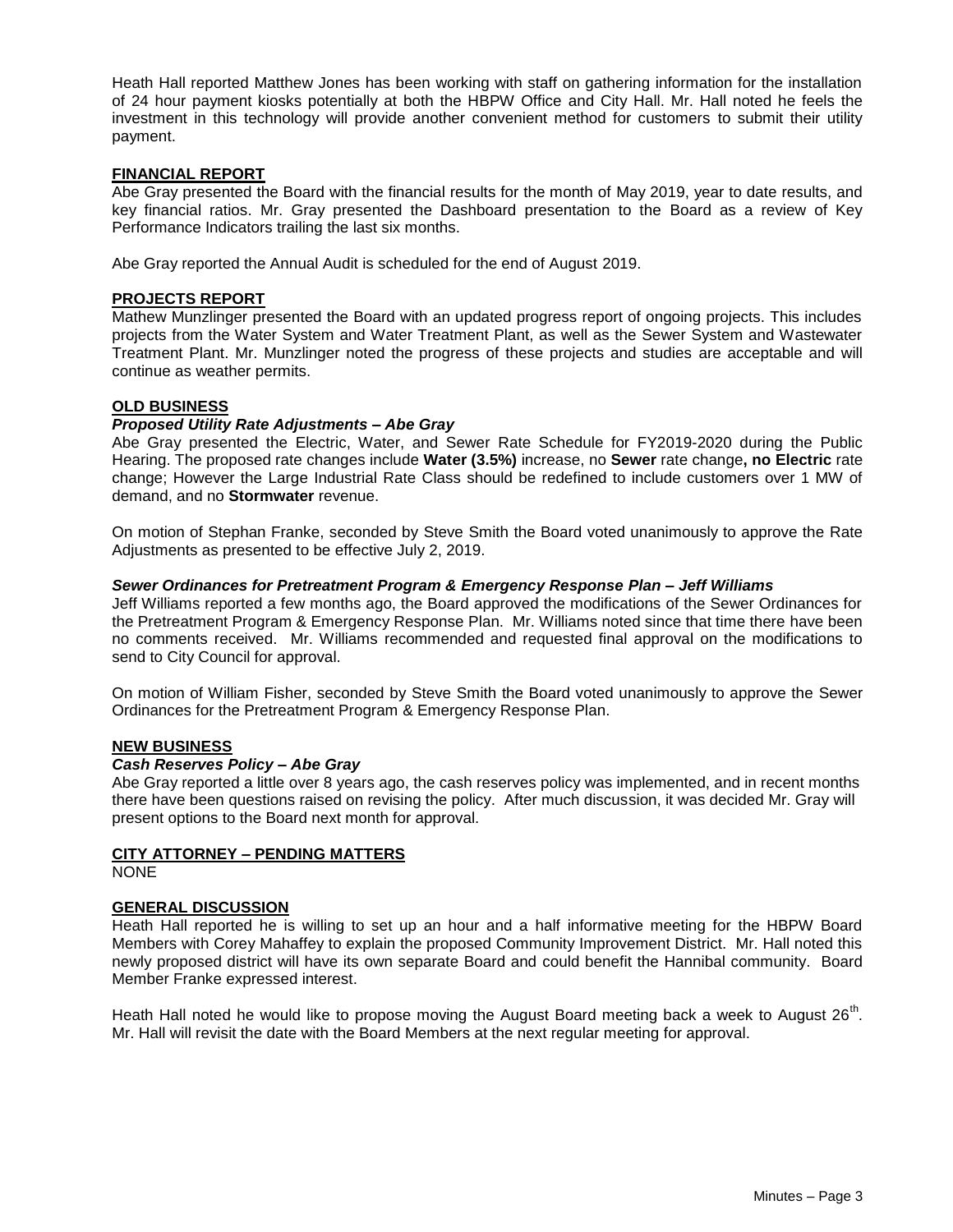Heath Hall reported Matthew Jones has been working with staff on gathering information for the installation of 24 hour payment kiosks potentially at both the HBPW Office and City Hall. Mr. Hall noted he feels the investment in this technology will provide another convenient method for customers to submit their utility payment.

## FINANCIAL REPORT

Abe Gray presented the Board with the financial results for the month of May 2019, year to date results, and key financial ratios. Mr. Gray presented the Dashboard presentation to the Board as a review of Key Performance Indicators trailing the last six months.

Abe Gray reported the Annual Audit is scheduled for the end of August 2019.

## PROJECTS REPORT

Mathew Munzlinger presented the Board with an updated progress report of ongoing projects. This includes projects from the Water System and Water Treatment Plant, as well as the Sewer System and Wastewater Treatment Plant. Mr. Munzlinger noted the progress of these projects and studies are acceptable and will continue as weather permits.

## OLD BUSINESS

### *Proposed Utility Rate Adjustments – Abe Gray*

Abe Gray presented the Electric, Water, and Sewer Rate Schedule for FY2019-2020 during the Public Hearing. The proposed rate changes include **Water (3.5%)** increase, no **Sewer** rate change**, no Electric** rate change; However the Large Industrial Rate Class should be redefined to include customers over 1 MW of demand, and no **Stormwater** revenue.

On motion of Stephan Franke, seconded by Steve Smith the Board voted unanimously to approve the Rate Adjustments as presented to be effective July 2, 2019.

### *Sewer Ordinances for Pretreatment Program & Emergency Response Plan – Jeff Williams*

Jeff Williams reported a few months ago, the Board approved the modifications of the Sewer Ordinances for the Pretreatment Program & Emergency Response Plan. Mr. Williams noted since that time there have been no comments received. Mr. Williams recommended and requested final approval on the modifications to send to City Council for approval.

On motion of William Fisher, seconded by Steve Smith the Board voted unanimously to approve the Sewer Ordinances for the Pretreatment Program & Emergency Response Plan.

## NEW BUSINESS

### *Cash Reserves Policy – Abe Gray*

Abe Gray reported a little over 8 years ago, the cash reserves policy was implemented, and in recent months there have been questions raised on revising the policy. After much discussion, it was decided Mr. Gray will present options to the Board next month for approval.

## CITY ATTORNEY – PENDING MATTERS

NONE

## GENERAL DISCUSSION

Heath Hall reported he is willing to set up an hour and a half informative meeting for the HBPW Board Members with Corey Mahaffey to explain the proposed Community Improvement District. Mr. Hall noted this newly proposed district will have its own separate Board and could benefit the Hannibal community. Board Member Franke expressed interest.

Heath Hall noted he would like to propose moving the August Board meeting back a week to August 26th. Mr. Hall will revisit the date with the Board Members at the next regular meeting for approval.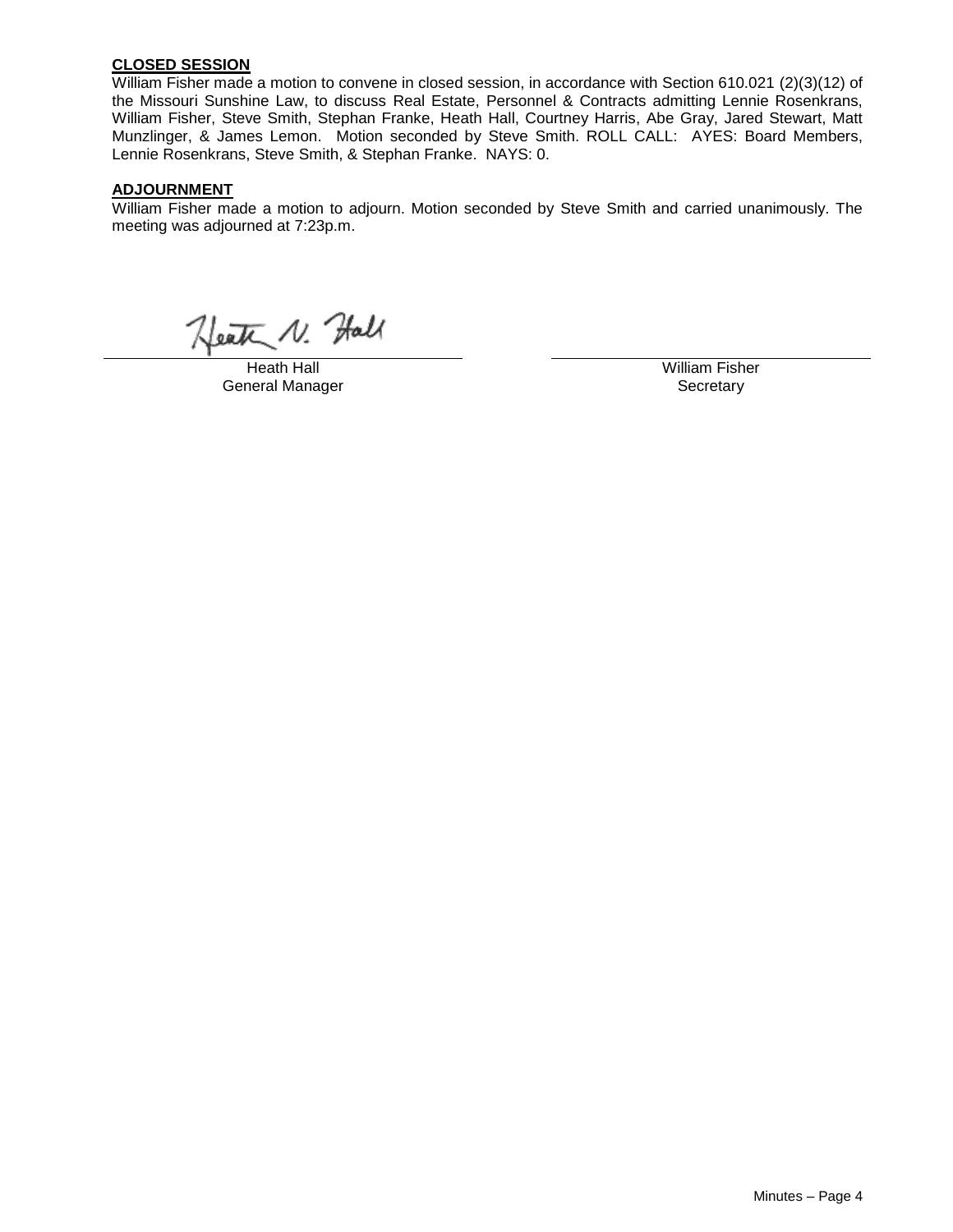**CLOSED SESSION**

William Fisher made a motion to convene in closed session, in accordance with Section 610.021 (2)(3)(12) of the Missouri Sunshine Law, to discuss Real Estate, Personnel & Contracts admitting Lennie Rosenkrans, William Fisher, Steve Smith, Stephan Franke, Heath Hall, Courtney Harris, Abe Gray, Jared Stewart, Matt Munzlinger, & James Lemon. Motion seconded by Steve Smith. ROLL CALL: AYES: Board Members, Lennie Rosenkrans, Steve Smith, & Stephan Franke. NAYS: 0.

**ADJOURNMENT**

William Fisher made a motion to adjourn. Motion seconded by Steve Smith and carried unanimously. The meeting was adjourned at 7:23p.m.

Heath N. Hall

Heath Hall
General Manager

William Fisher
Secretary